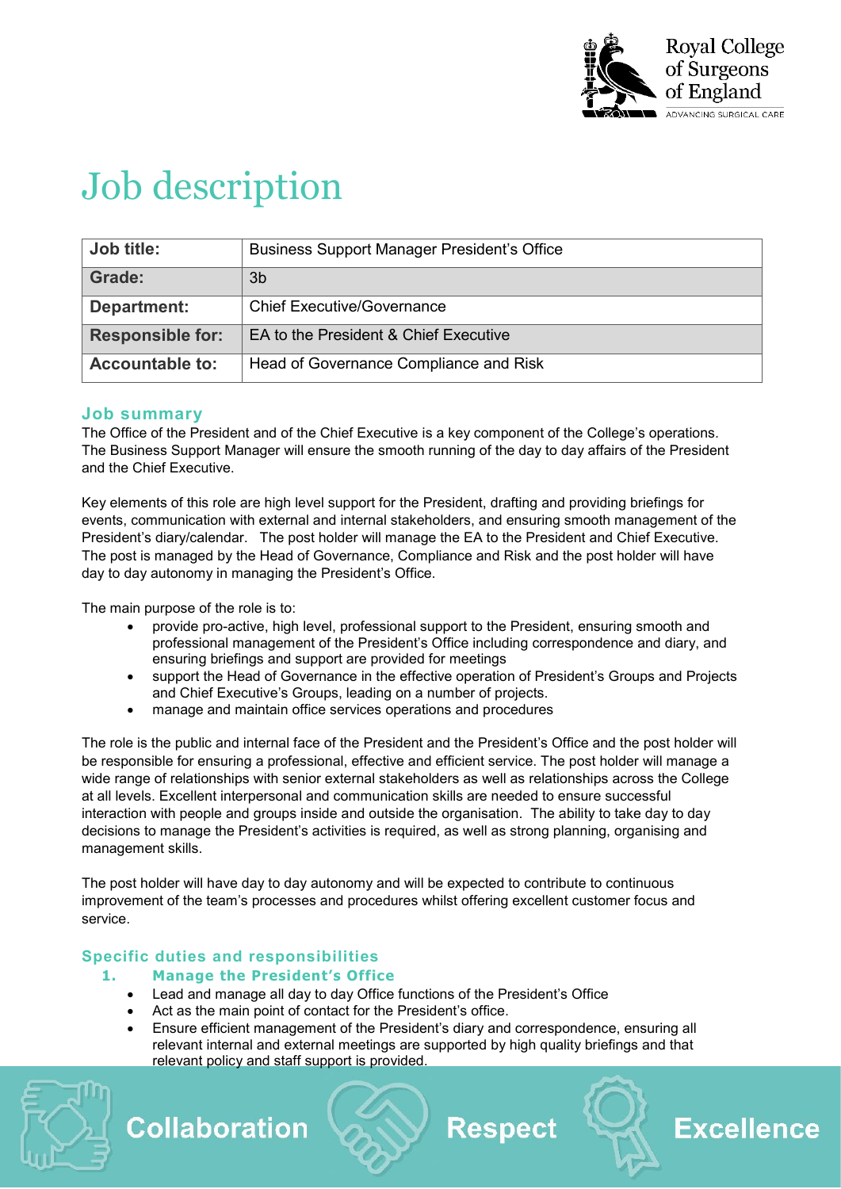# Job description

| Job title: | Business Support Manager President's Office |
| --- | --- |
| Grade: | 3b |
| Department: | Chief Executive/Governance |
| Responsible for: | EA to the President & Chief Executive |
| Accountable to: | Head of Governance Compliance and Risk |

## Job summary

The Office of the President and of the Chief Executive is a key component of the College's operations. The Business Support Manager will ensure the smooth running of the day to day affairs of the President and the Chief Executive.

Key elements of this role are high level support for the President, drafting and providing briefings for events, communication with external and internal stakeholders, and ensuring smooth management of the President's diary/calendar. The post holder will manage the EA to the President and Chief Executive. The post is managed by the Head of Governance, Compliance and Risk and the post holder will have day to day autonomy in managing the President's Office.

The main purpose of the role is to:

- provide pro-active, high level, professional support to the President, ensuring smooth and professional management of the President's Office including correspondence and diary, and ensuring briefings and support are provided for meetings
- support the Head of Governance in the effective operation of President's Groups and Projects and Chief Executive's Groups, leading on a number of projects.
- manage and maintain office services operations and procedures

The role is the public and internal face of the President and the President's Office and the post holder will be responsible for ensuring a professional, effective and efficient service. The post holder will manage a wide range of relationships with senior external stakeholders as well as relationships across the College at all levels. Excellent interpersonal and communication skills are needed to ensure successful interaction with people and groups inside and outside the organisation. The ability to take day to day decisions to manage the President's activities is required, as well as strong planning, organising and management skills.

The post holder will have day to day autonomy and will be expected to contribute to continuous improvement of the team's processes and procedures whilst offering excellent customer focus and service.

## Specific duties and responsibilities

### 1. Manage the President's Office

- Lead and manage all day to day Office functions of the President's Office
- Act as the main point of contact for the President's office.
- Ensure efficient management of the President's diary and correspondence, ensuring all relevant internal and external meetings are supported by high quality briefings and that relevant policy and staff support is provided.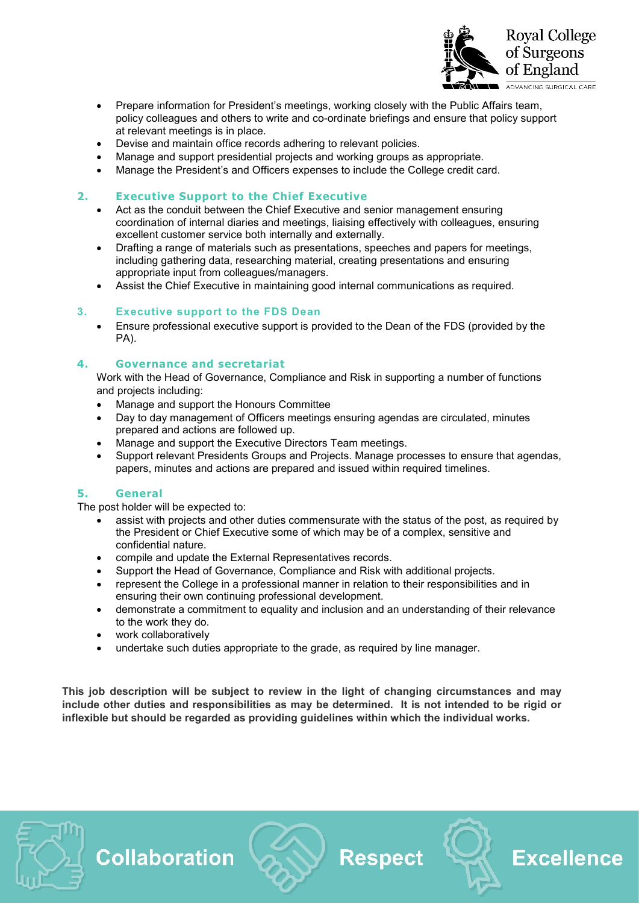- Prepare information for President's meetings, working closely with the Public Affairs team, policy colleagues and others to write and co-ordinate briefings and ensure that policy support at relevant meetings is in place.
- Devise and maintain office records adhering to relevant policies.
- Manage and support presidential projects and working groups as appropriate.
- Manage the President's and Officers expenses to include the College credit card.

## 2. Executive Support to the Chief Executive

- Act as the conduit between the Chief Executive and senior management ensuring coordination of internal diaries and meetings, liaising effectively with colleagues, ensuring excellent customer service both internally and externally.
- Drafting a range of materials such as presentations, speeches and papers for meetings, including gathering data, researching material, creating presentations and ensuring appropriate input from colleagues/managers.
- Assist the Chief Executive in maintaining good internal communications as required.

## 3. Executive support to the FDS Dean

- Ensure professional executive support is provided to the Dean of the FDS (provided by the PA).

## 4. Governance and secretariat

Work with the Head of Governance, Compliance and Risk in supporting a number of functions and projects including:

- Manage and support the Honours Committee
- Day to day management of Officers meetings ensuring agendas are circulated, minutes prepared and actions are followed up.
- Manage and support the Executive Directors Team meetings.
- Support relevant Presidents Groups and Projects. Manage processes to ensure that agendas, papers, minutes and actions are prepared and issued within required timelines.

## 5. General

The post holder will be expected to:

- assist with projects and other duties commensurate with the status of the post, as required by the President or Chief Executive some of which may be of a complex, sensitive and confidential nature.
- compile and update the External Representatives records.
- Support the Head of Governance, Compliance and Risk with additional projects.
- represent the College in a professional manner in relation to their responsibilities and in ensuring their own continuing professional development.
- demonstrate a commitment to equality and inclusion and an understanding of their relevance to the work they do.
- work collaboratively
- undertake such duties appropriate to the grade, as required by line manager.

**This job description will be subject to review in the light of changing circumstances and may include other duties and responsibilities as may be determined. It is not intended to be rigid or inflexible but should be regarded as providing guidelines within which the individual works.**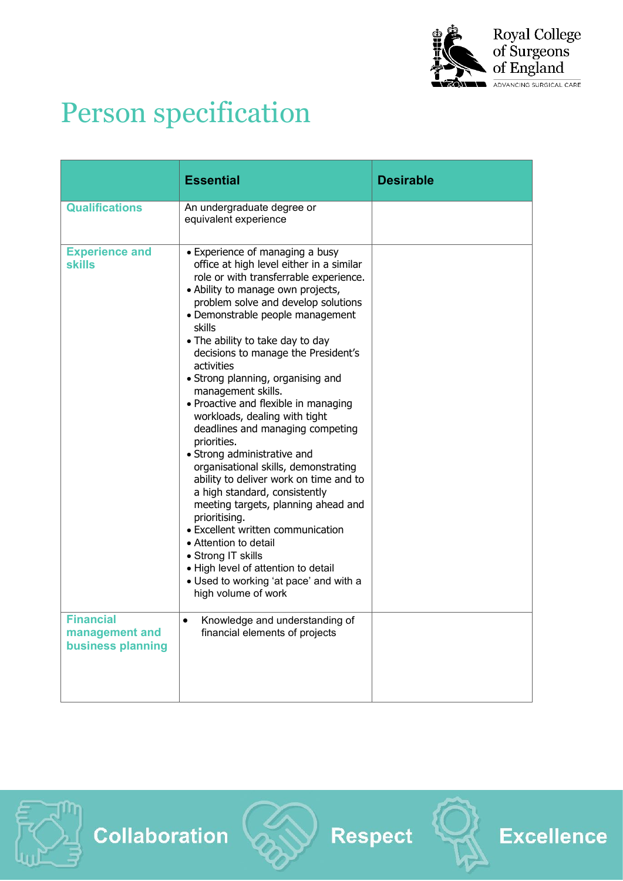# Person specification

| | Essential | Desirable |
|---|---|---|
| **Qualifications** | An undergraduate degree or equivalent experience | |
| **Experience and skills** | • Experience of managing a busy office at high level either in a similar role or with transferrable experience.<br>• Ability to manage own projects, problem solve and develop solutions<br>• Demonstrable people management skills<br>• The ability to take day to day decisions to manage the President's activities<br>• Strong planning, organising and management skills.<br>• Proactive and flexible in managing workloads, dealing with tight deadlines and managing competing priorities.<br>• Strong administrative and organisational skills, demonstrating ability to deliver work on time and to a high standard, consistently meeting targets, planning ahead and prioritising.<br>• Excellent written communication<br>• Attention to detail<br>• Strong IT skills<br>• High level of attention to detail<br>• Used to working 'at pace' and with a high volume of work | |
| **Financial management and business planning** | • Knowledge and understanding of financial elements of projects | |

Collaboration Respect Excellence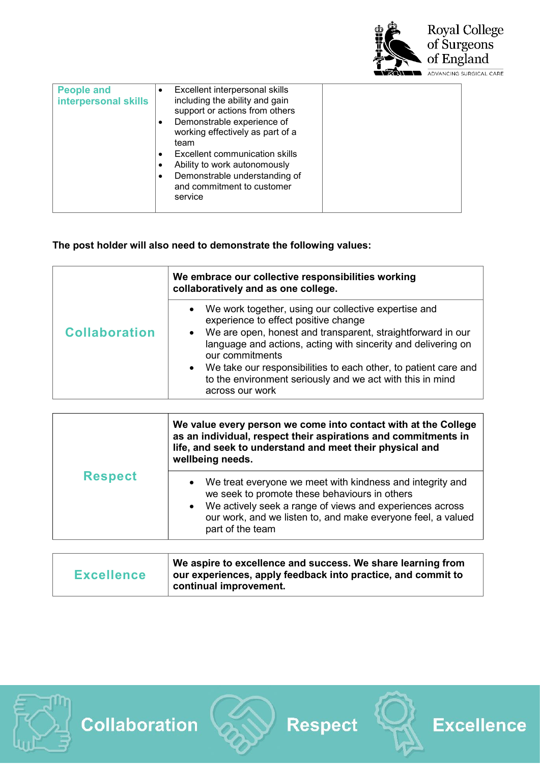| People and interpersonal skills | • Excellent interpersonal skills including the ability and gain support or actions from others<br>• Demonstrable experience of working effectively as part of a team<br>• Excellent communication skills<br>• Ability to work autonomously<br>• Demonstrable understanding of and commitment to customer service | |
|---|---|---|

**The post holder will also need to demonstrate the following values:**

| Collaboration | **We embrace our collective responsibilities working collaboratively and as one college.** |
|---|---|
| | • We work together, using our collective expertise and experience to effect positive change<br>• We are open, honest and transparent, straightforward in our language and actions, acting with sincerity and delivering on our commitments<br>• We take our responsibilities to each other, to patient care and to the environment seriously and we act with this in mind across our work |

| Respect | **We value every person we come into contact with at the College as an individual, respect their aspirations and commitments in life, and seek to understand and meet their physical and wellbeing needs.** |
|---|---|
| | • We treat everyone we meet with kindness and integrity and we seek to promote these behaviours in others<br>• We actively seek a range of views and experiences across our work, and we listen to, and make everyone feel, a valued part of the team |

| Excellence | **We aspire to excellence and success. We share learning from our experiences, apply feedback into practice, and commit to continual improvement.** |
|---|---|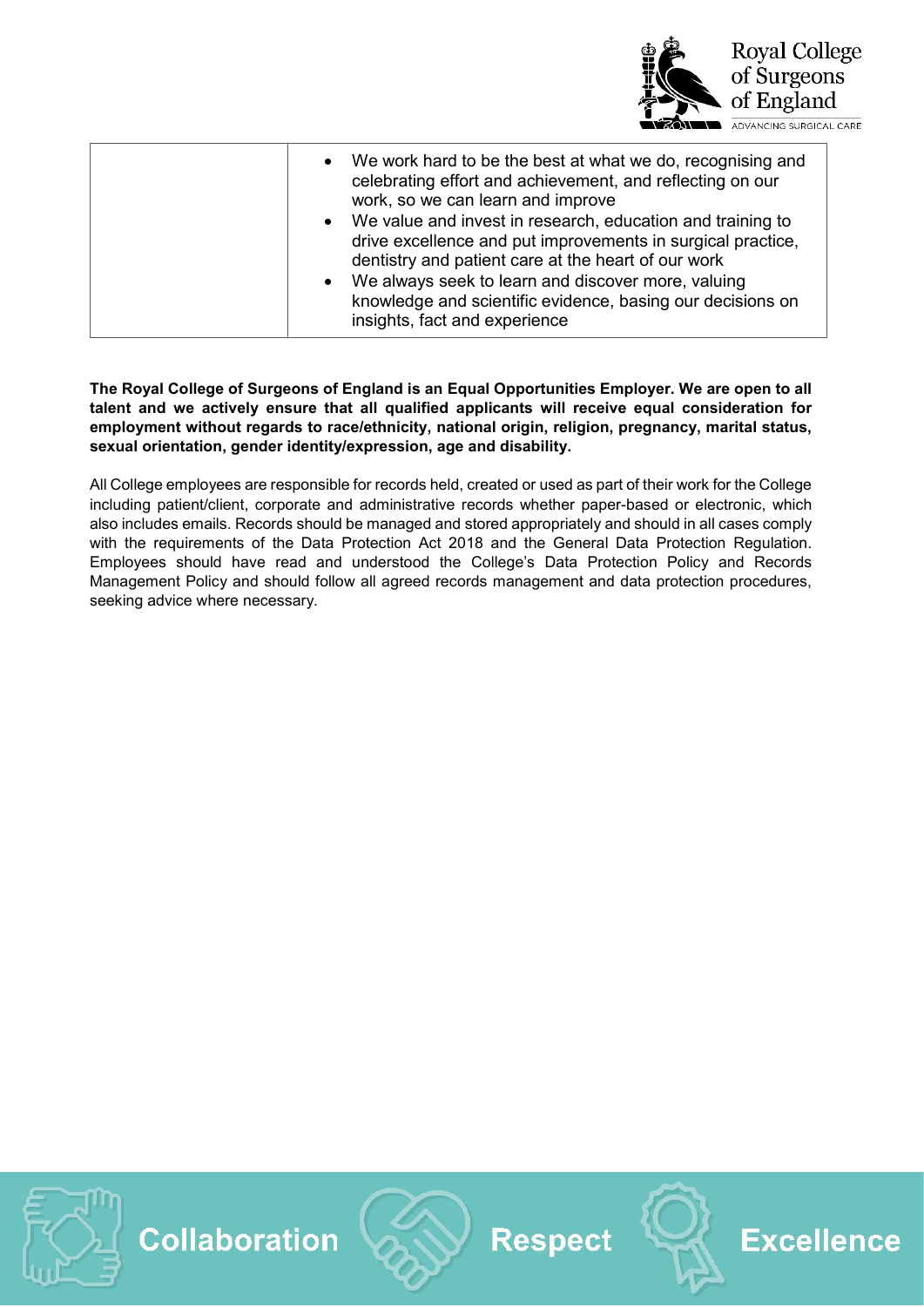| | |
|---|---|
| | • We work hard to be the best at what we do, recognising and celebrating effort and achievement, and reflecting on our work, so we can learn and improve<br>• We value and invest in research, education and training to drive excellence and put improvements in surgical practice, dentistry and patient care at the heart of our work<br>• We always seek to learn and discover more, valuing knowledge and scientific evidence, basing our decisions on insights, fact and experience |

**The Royal College of Surgeons of England is an Equal Opportunities Employer. We are open to all talent and we actively ensure that all qualified applicants will receive equal consideration for employment without regards to race/ethnicity, national origin, religion, pregnancy, marital status, sexual orientation, gender identity/expression, age and disability.**

All College employees are responsible for records held, created or used as part of their work for the College including patient/client, corporate and administrative records whether paper-based or electronic, which also includes emails. Records should be managed and stored appropriately and should in all cases comply with the requirements of the Data Protection Act 2018 and the General Data Protection Regulation. Employees should have read and understood the College's Data Protection Policy and Records Management Policy and should follow all agreed records management and data protection procedures, seeking advice where necessary.